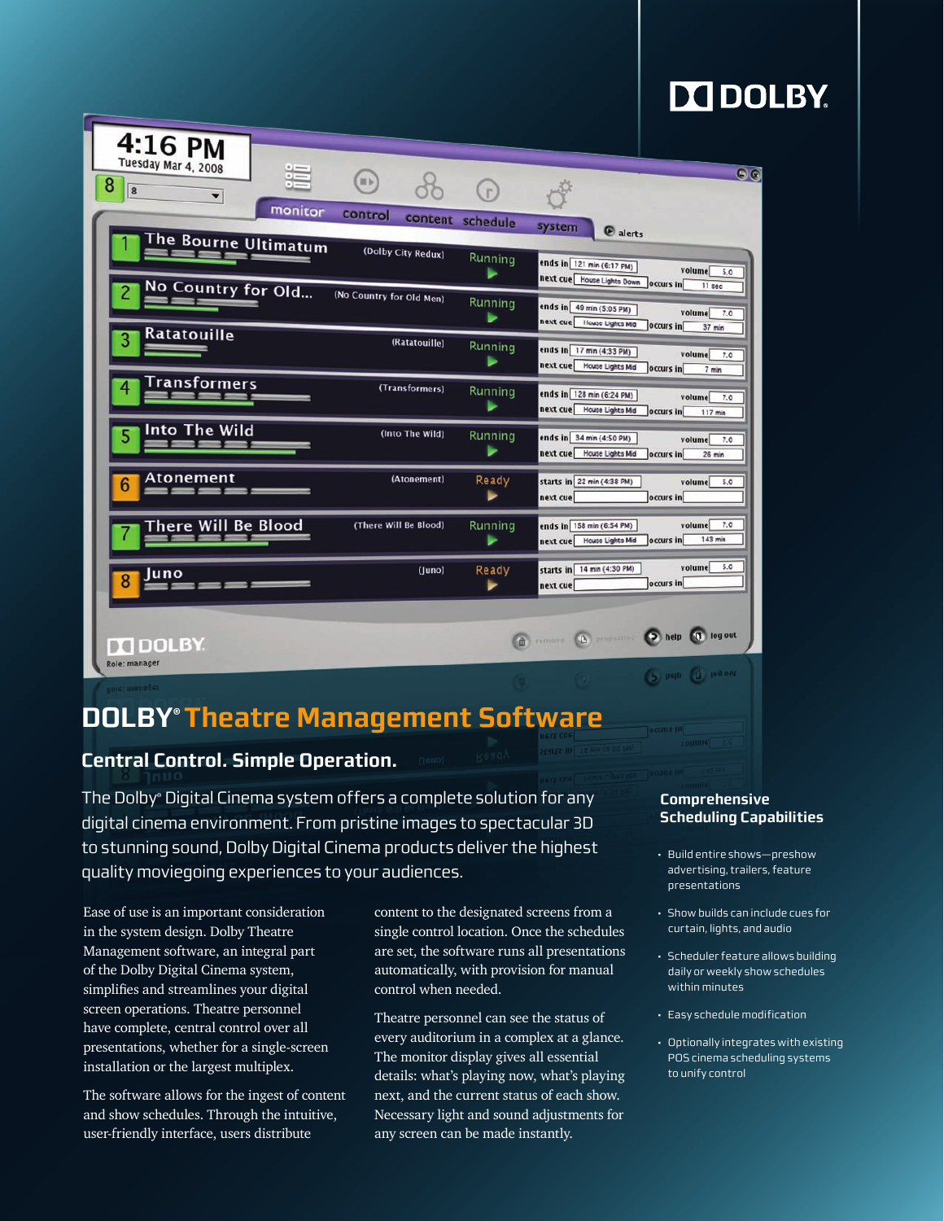# DOLBY® Theatre Management Software

## Central Control. Simple Operation.

The Dolby® Digital Cinema system offers a complete solution for any digital cinema environment. From pristine images to spectacular 3D to stunning sound, Dolby Digital Cinema products deliver the highest quality moviegoing experiences to your audiences.

Ease of use is an important consideration in the system design. Dolby Theatre Management software, an integral part of the Dolby Digital Cinema system, simplifies and streamlines your digital screen operations. Theatre personnel have complete, central control over all presentations, whether for a single-screen installation or the largest multiplex.

The software allows for the ingest of content and show schedules. Through the intuitive, user-friendly interface, users distribute content to the designated screens from a single control location. Once the schedules are set, the software runs all presentations automatically, with provision for manual control when needed.

Theatre personnel can see the status of every auditorium in a complex at a glance. The monitor display gives all essential details: what's playing now, what's playing next, and the current status of each show. Necessary light and sound adjustments for any screen can be made instantly.

### Comprehensive Scheduling Capabilities

- Build entire shows—preshow advertising, trailers, feature presentations
- Show builds can include cues for curtain, lights, and audio
- Scheduler feature allows building daily or weekly show schedules within minutes
- Easy schedule modification
- Optionally integrates with existing POS cinema scheduling systems to unify control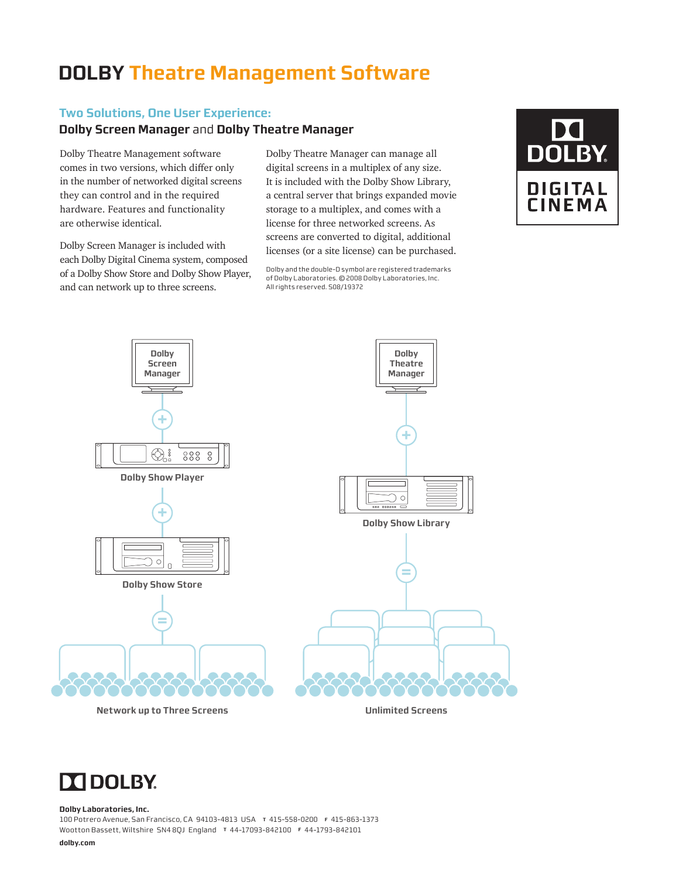# DOLBY Theatre Management Software

## Two Solutions, One User Experience:

### **Dolby Screen Manager** and **Dolby Theatre Manager**

Dolby Theatre Management software comes in two versions, which differ only in the number of networked digital screens they can control and in the required hardware. Features and functionality are otherwise identical.

Dolby Screen Manager is included with each Dolby Digital Cinema system, composed of a Dolby Show Store and Dolby Show Player, and can network up to three screens.

Dolby Theatre Manager can manage all digital screens in a multiplex of any size. It is included with the Dolby Show Library, a central server that brings expanded movie storage to a multiplex, and comes with a license for three networked screens. As screens are converted to digital, additional licenses (or a site license) can be purchased.

Dolby and the double-D symbol are registered trademarks of Dolby Laboratories. © 2008 Dolby Laboratories, Inc. All rights reserved. S08/19372

DOLBY DIGITAL CINEMA

Dolby Screen Manager

+

Dolby Show Player

+

Dolby Show Store

=

Network up to Three Screens

Dolby Theatre Manager

+

Dolby Show Library

=

Unlimited Screens

DOLBY

**Dolby Laboratories, Inc.**
100 Potrero Avenue, San Francisco, CA 94103-4813 USA T 415-558-0200 F 415-863-1373
Wootton Bassett, Wiltshire SN4 8QJ England T 44-17093-842100 F 44-1793-842101

**dolby.com**